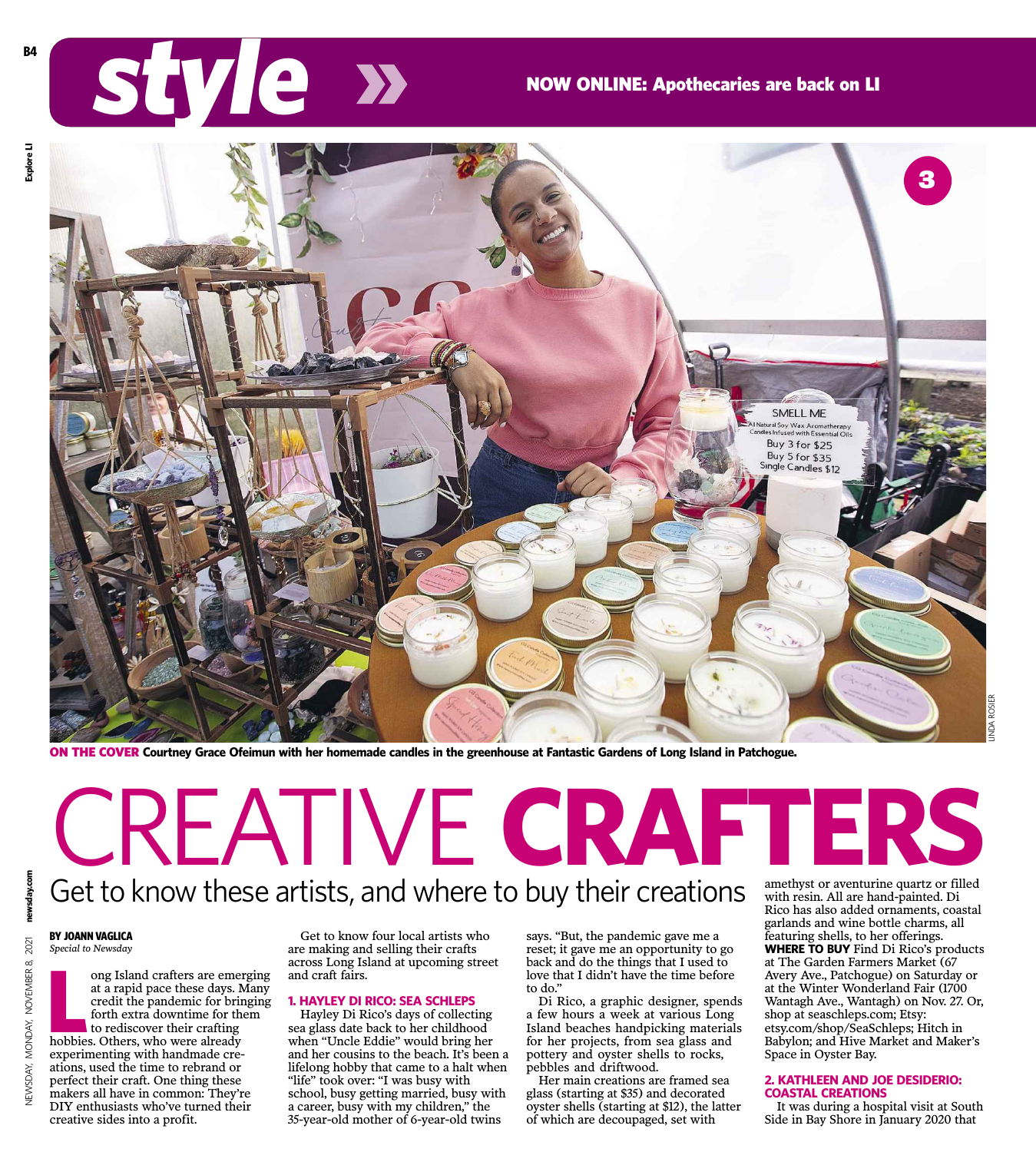NOW ONLINE: Apothecaries are back on LI

**ON THE COVER** Courtney Grace Ofeimun with her homemade candles in the greenhouse at Fantastic Gardens of Long Island in Patchogue.

# CREATIVE **CRAFTERS**

## Get to know these artists, and where to buy their creations

**BY JOANN VAGLICA**
*Special to Newsday*

Long Island crafters are emerging at a rapid pace these days. Many credit the pandemic for bringing forth extra downtime for them to rediscover their crafting hobbies. Others, who were already experimenting with handmade creations, used the time to rebrand or perfect their craft. One thing these makers all have in common: They're DIY enthusiasts who've turned their creative sides into a profit.

Get to know four local artists who are making and selling their crafts across Long Island at upcoming street and craft fairs.

### 1. HAYLEY DI RICO: SEA SCHLEPS

Hayley Di Rico's days of collecting sea glass date back to her childhood when "Uncle Eddie" would bring her and her cousins to the beach. It's been a lifelong hobby that came to a halt when "life" took over: "I was busy with school, busy getting married, busy with a career, busy with my children," the 35-year-old mother of 6-year-old twins says. "But, the pandemic gave me a reset; it gave me an opportunity to go back and do the things that I used to love that I didn't have the time before to do."

Di Rico, a graphic designer, spends a few hours a week at various Long Island beaches handpicking materials for her projects, from sea glass and pottery and oyster shells to rocks, pebbles and driftwood.

Her main creations are framed sea glass (starting at $35) and decorated oyster shells (starting at $12), the latter of which are decoupaged, set with amethyst or aventurine quartz or filled with resin. All are hand-painted. Di Rico has also added ornaments, coastal garlands and wine bottle charms, all featuring shells, to her offerings.

**WHERE TO BUY** Find Di Rico's products at The Garden Farmers Market (67 Avery Ave., Patchogue) on Saturday or at the Winter Wonderland Fair (1700 Wantagh Ave., Wantagh) on Nov. 27. Or, shop at seaschleps.com; Etsy: etsy.com/shop/SeaSchleps; Hitch in Babylon; and Hive Market and Maker's Space in Oyster Bay.

### 2. KATHLEEN AND JOE DESIDERIO: COASTAL CREATIONS

It was during a hospital visit at South Side in Bay Shore in January 2020 that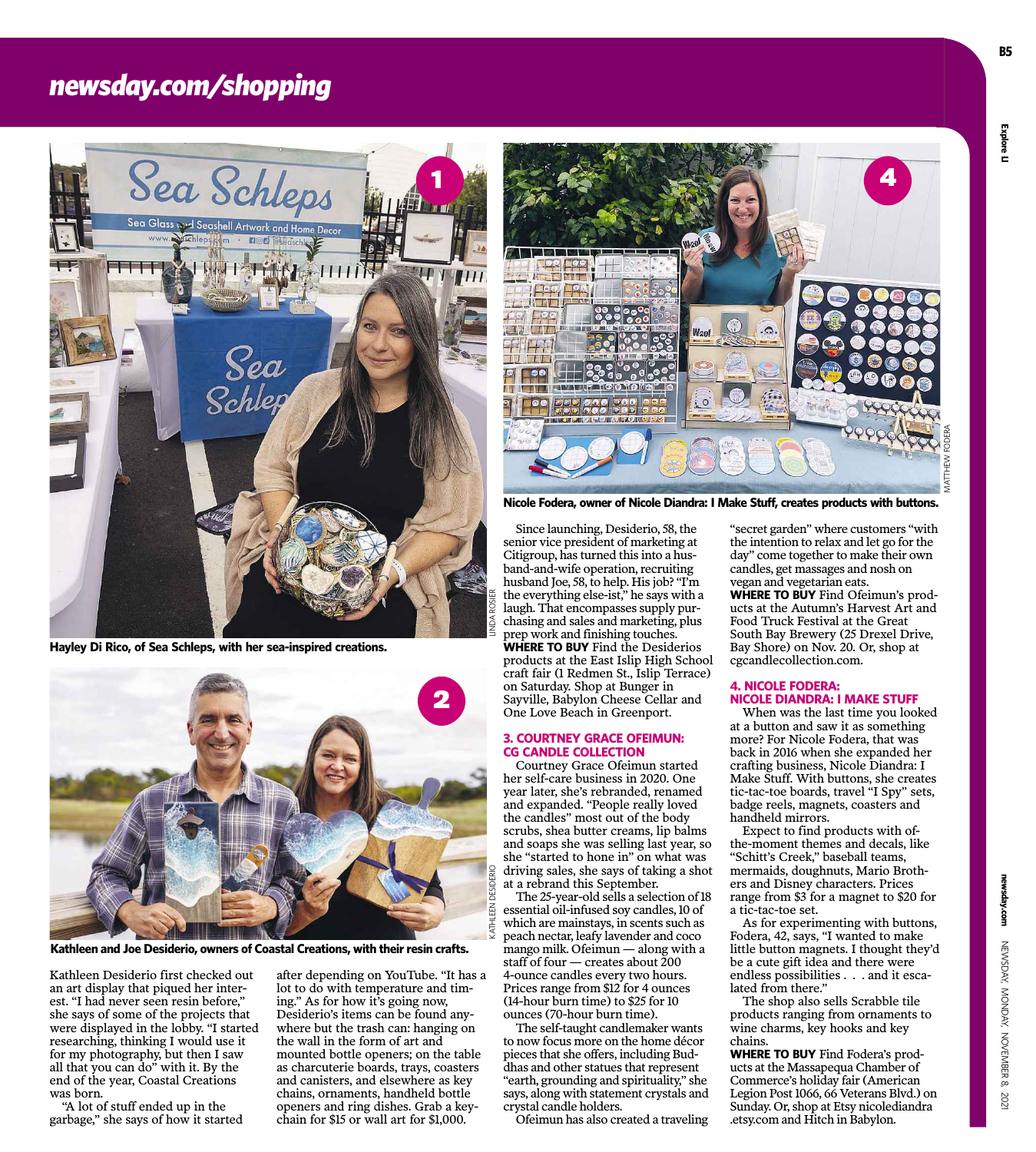Hayley Di Rico, of Sea Schleps, with her sea-inspired creations.

Kathleen and Joe Desiderio, owners of Coastal Creations, with their resin crafts.

Kathleen Desiderio first checked out an art display that piqued her interest. "I had never seen resin before," she says of some of the projects that were displayed in the lobby. "I started researching, thinking I would use it for my photography, but then I saw all that you can do" with it. By the end of the year, Coastal Creations was born.

"A lot of stuff ended up in the garbage," she says of how it started after depending on YouTube. "It has a lot to do with temperature and timing." As for how it's going now, Desiderio's items can be found anywhere but the trash can: hanging on the wall in the form of art and mounted bottle openers; on the table as charcuterie boards, trays, coasters and canisters, and elsewhere as key chains, ornaments, handheld bottle openers and ring dishes. Grab a keychain for $15 or wall art for $1,000.

Since launching, Desiderio, 58, the senior vice president of marketing at Citigroup, has turned this into a husband-and-wife operation, recruiting husband Joe, 58, to help. His job? "I'm the everything else-ist," he says with a laugh. That encompasses supply purchasing and sales and marketing, plus prep work and finishing touches.

**WHERE TO BUY** Find the Desiderios products at the East Islip High School craft fair (1 Redmen St., Islip Terrace) on Saturday. Shop at Bunger in Sayville, Babylon Cheese Cellar and One Love Beach in Greenport.

### 3. COURTNEY GRACE OFEIMUN: CG CANDLE COLLECTION

Courtney Grace Ofeimun started her self-care business in 2020. One year later, she's rebranded, renamed and expanded. "People really loved the candles" most out of the body scrubs, shea butter creams, lip balms and soaps she was selling last year, so she "started to hone in" on what was driving sales, she says of taking a shot at a rebrand this September.

The 25-year-old sells a selection of 18 essential oil-infused soy candles, 10 of which are mainstays, in scents such as peach nectar, leafy lavender and coco mango milk. Ofeimun — along with a staff of four — creates about 200 4-ounce candles every two hours. Prices range from $12 for 4 ounces (14-hour burn time) to $25 for 10 ounces (70-hour burn time).

The self-taught candlemaker wants to now focus more on the home décor pieces that she offers, including Buddhas and other statues that represent "earth, grounding and spirituality," she says, along with statement crystals and crystal candle holders.

Ofeimun has also created a traveling "secret garden" where customers "with the intention to relax and let go for the day" come together to make their own candles, get massages and nosh on vegan and vegetarian eats.

**WHERE TO BUY** Find Ofeimun's products at the Autumn's Harvest Art and Food Truck Festival at the Great South Bay Brewery (25 Drexel Drive, Bay Shore) on Nov. 20. Or, shop at cgcandlecollection.com.

Nicole Fodera, owner of Nicole Diandra: I Make Stuff, creates products with buttons.

### 4. NICOLE FODERA: NICOLE DIANDRA: I MAKE STUFF

When was the last time you looked at a button and saw it as something more? For Nicole Fodera, that was back in 2016 when she expanded her crafting business, Nicole Diandra: I Make Stuff. With buttons, she creates tic-tac-toe boards, travel "I Spy" sets, badge reels, magnets, coasters and handheld mirrors.

Expect to find products with of-the-moment themes and decals, like "Schitt's Creek," baseball teams, mermaids, doughnuts, Mario Brothers and Disney characters. Prices range from $3 for a magnet to $20 for a tic-tac-toe set.

As for experimenting with buttons, Fodera, 42, says, "I wanted to make little button magnets. I thought they'd be a cute gift idea and there were endless possibilities . . . and it escalated from there."

The shop also sells Scrabble tile products ranging from ornaments to wine charms, key hooks and key chains.

**WHERE TO BUY** Find Fodera's products at the Massapequa Chamber of Commerce's holiday fair (American Legion Post 1066, 66 Veterans Blvd.) on Sunday. Or, shop at Etsy nicolediandra.etsy.com and Hitch in Babylon.